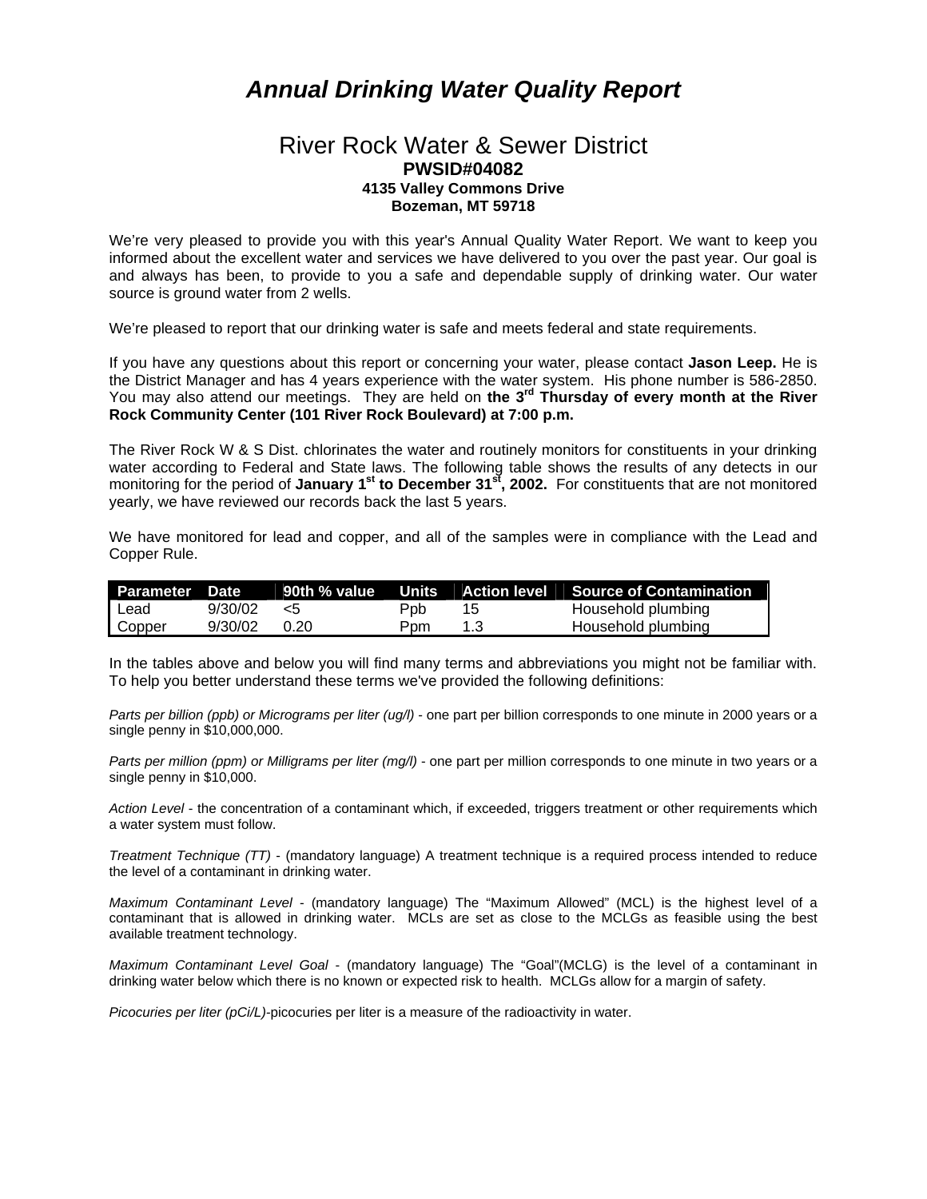# *Annual Drinking Water Quality Report*

## River Rock Water & Sewer District

**PWSID#04082**
**4135 Valley Commons Drive**
**Bozeman, MT 59718**

We're very pleased to provide you with this year's Annual Quality Water Report. We want to keep you informed about the excellent water and services we have delivered to you over the past year. Our goal is and always has been, to provide to you a safe and dependable supply of drinking water. Our water source is ground water from 2 wells.

We're pleased to report that our drinking water is safe and meets federal and state requirements.

If you have any questions about this report or concerning your water, please contact **Jason Leep.** He is the District Manager and has 4 years experience with the water system. His phone number is 586-2850. You may also attend our meetings. They are held on **the 3rd Thursday of every month at the River Rock Community Center (101 River Rock Boulevard) at 7:00 p.m.**

The River Rock W & S Dist. chlorinates the water and routinely monitors for constituents in your drinking water according to Federal and State laws. The following table shows the results of any detects in our monitoring for the period of **January 1st to December 31st, 2002.** For constituents that are not monitored yearly, we have reviewed our records back the last 5 years.

We have monitored for lead and copper, and all of the samples were in compliance with the Lead and Copper Rule.

| Parameter | Date | 90th % value | Units | Action level | Source of Contamination |
|---|---|---|---|---|---|
| Lead | 9/30/02 | <5 | Ppb | 15 | Household plumbing |
| Copper | 9/30/02 | 0.20 | Ppm | 1.3 | Household plumbing |

In the tables above and below you will find many terms and abbreviations you might not be familiar with. To help you better understand these terms we've provided the following definitions:

*Parts per billion (ppb) or Micrograms per liter (ug/l)* - one part per billion corresponds to one minute in 2000 years or a single penny in $10,000,000.

*Parts per million (ppm) or Milligrams per liter (mg/l)* - one part per million corresponds to one minute in two years or a single penny in $10,000.

*Action Level* - the concentration of a contaminant which, if exceeded, triggers treatment or other requirements which a water system must follow.

*Treatment Technique (TT)* - (mandatory language) A treatment technique is a required process intended to reduce the level of a contaminant in drinking water.

*Maximum Contaminant Level* - (mandatory language) The "Maximum Allowed" (MCL) is the highest level of a contaminant that is allowed in drinking water. MCLs are set as close to the MCLGs as feasible using the best available treatment technology.

*Maximum Contaminant Level Goal* - (mandatory language) The "Goal"(MCLG) is the level of a contaminant in drinking water below which there is no known or expected risk to health. MCLGs allow for a margin of safety.

*Picocuries per liter (pCi/L)*-picocuries per liter is a measure of the radioactivity in water.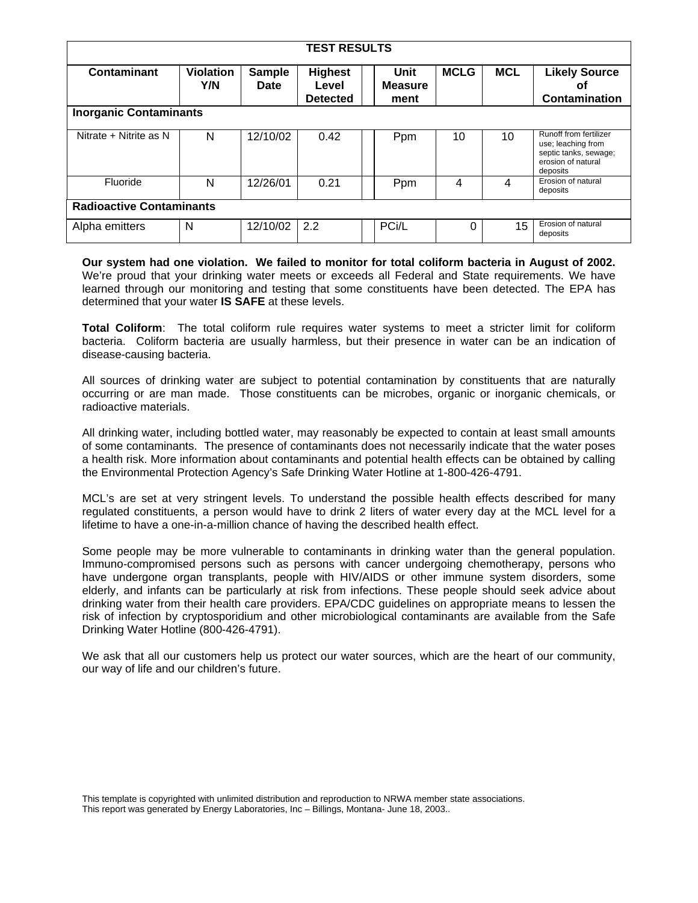| TEST RESULTS | | | | | | | | |
|---|---|---|---|---|---|---|---|---|
| **Contaminant** | **Violation Y/N** | **Sample Date** | **Highest Level Detected** | | **Unit Measure ment** | **MCLG** | **MCL** | **Likely Source of Contamination** |
| **Inorganic Contaminants** | | | | | | | | |
| Nitrate + Nitrite as N | N | 12/10/02 | 0.42 | | Ppm | 10 | 10 | Runoff from fertilizer use; leaching from septic tanks, sewage; erosion of natural deposits |
| Fluoride | N | 12/26/01 | 0.21 | | Ppm | 4 | 4 | Erosion of natural deposits |
| **Radioactive Contaminants** | | | | | | | | |
| Alpha emitters | N | 12/10/02 | 2.2 | | PCi/L | 0 | 15 | Erosion of natural deposits |

**Our system had one violation. We failed to monitor for total coliform bacteria in August of 2002.** We're proud that your drinking water meets or exceeds all Federal and State requirements. We have learned through our monitoring and testing that some constituents have been detected. The EPA has determined that your water **IS SAFE** at these levels.

**Total Coliform**: The total coliform rule requires water systems to meet a stricter limit for coliform bacteria. Coliform bacteria are usually harmless, but their presence in water can be an indication of disease-causing bacteria.

All sources of drinking water are subject to potential contamination by constituents that are naturally occurring or are man made. Those constituents can be microbes, organic or inorganic chemicals, or radioactive materials.

All drinking water, including bottled water, may reasonably be expected to contain at least small amounts of some contaminants. The presence of contaminants does not necessarily indicate that the water poses a health risk. More information about contaminants and potential health effects can be obtained by calling the Environmental Protection Agency's Safe Drinking Water Hotline at 1-800-426-4791.

MCL's are set at very stringent levels. To understand the possible health effects described for many regulated constituents, a person would have to drink 2 liters of water every day at the MCL level for a lifetime to have a one-in-a-million chance of having the described health effect.

Some people may be more vulnerable to contaminants in drinking water than the general population. Immuno-compromised persons such as persons with cancer undergoing chemotherapy, persons who have undergone organ transplants, people with HIV/AIDS or other immune system disorders, some elderly, and infants can be particularly at risk from infections. These people should seek advice about drinking water from their health care providers. EPA/CDC guidelines on appropriate means to lessen the risk of infection by cryptosporidium and other microbiological contaminants are available from the Safe Drinking Water Hotline (800-426-4791).

We ask that all our customers help us protect our water sources, which are the heart of our community, our way of life and our children's future.

This template is copyrighted with unlimited distribution and reproduction to NRWA member state associations.
This report was generated by Energy Laboratories, Inc – Billings, Montana- June 18, 2003..